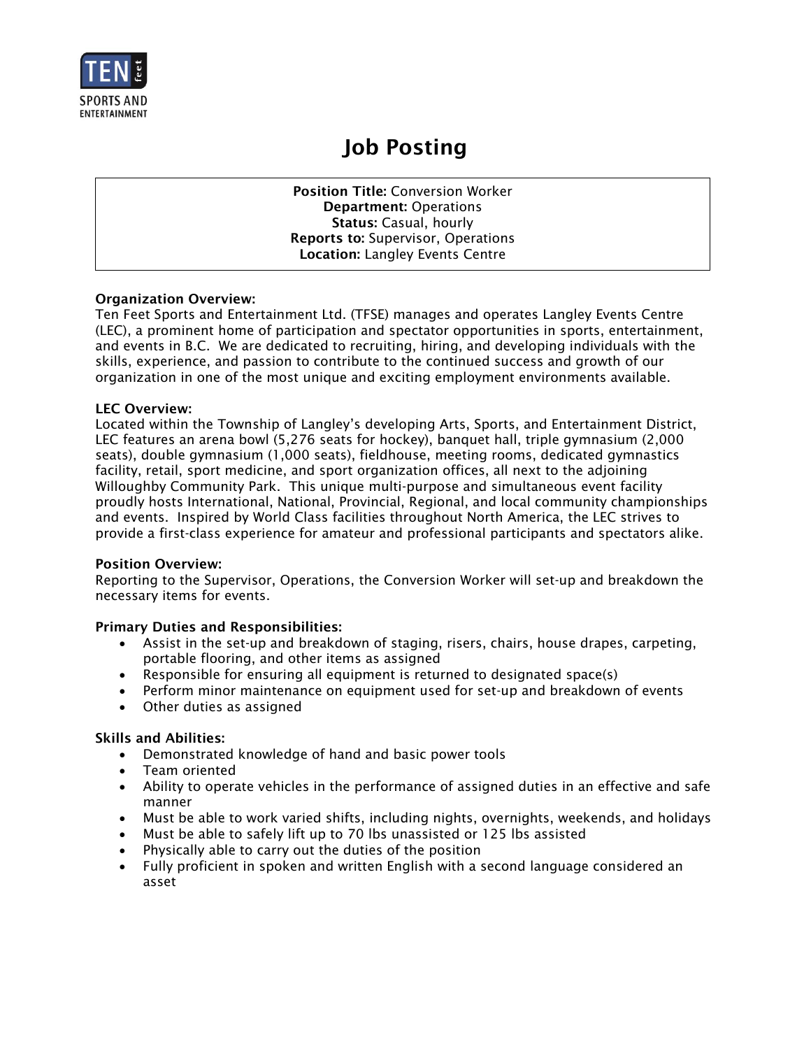TEN feet SPORTS AND ENTERTAINMENT

# Job Posting

**Position Title:** Conversion Worker
**Department:** Operations
**Status:** Casual, hourly
**Reports to:** Supervisor, Operations
**Location:** Langley Events Centre

**Organization Overview:**
Ten Feet Sports and Entertainment Ltd. (TFSE) manages and operates Langley Events Centre (LEC), a prominent home of participation and spectator opportunities in sports, entertainment, and events in B.C. We are dedicated to recruiting, hiring, and developing individuals with the skills, experience, and passion to contribute to the continued success and growth of our organization in one of the most unique and exciting employment environments available.

**LEC Overview:**
Located within the Township of Langley's developing Arts, Sports, and Entertainment District, LEC features an arena bowl (5,276 seats for hockey), banquet hall, triple gymnasium (2,000 seats), double gymnasium (1,000 seats), fieldhouse, meeting rooms, dedicated gymnastics facility, retail, sport medicine, and sport organization offices, all next to the adjoining Willoughby Community Park. This unique multi-purpose and simultaneous event facility proudly hosts International, National, Provincial, Regional, and local community championships and events. Inspired by World Class facilities throughout North America, the LEC strives to provide a first-class experience for amateur and professional participants and spectators alike.

**Position Overview:**
Reporting to the Supervisor, Operations, the Conversion Worker will set-up and breakdown the necessary items for events.

**Primary Duties and Responsibilities:**

- Assist in the set-up and breakdown of staging, risers, chairs, house drapes, carpeting, portable flooring, and other items as assigned
- Responsible for ensuring all equipment is returned to designated space(s)
- Perform minor maintenance on equipment used for set-up and breakdown of events
- Other duties as assigned

**Skills and Abilities:**

- Demonstrated knowledge of hand and basic power tools
- Team oriented
- Ability to operate vehicles in the performance of assigned duties in an effective and safe manner
- Must be able to work varied shifts, including nights, overnights, weekends, and holidays
- Must be able to safely lift up to 70 lbs unassisted or 125 lbs assisted
- Physically able to carry out the duties of the position
- Fully proficient in spoken and written English with a second language considered an asset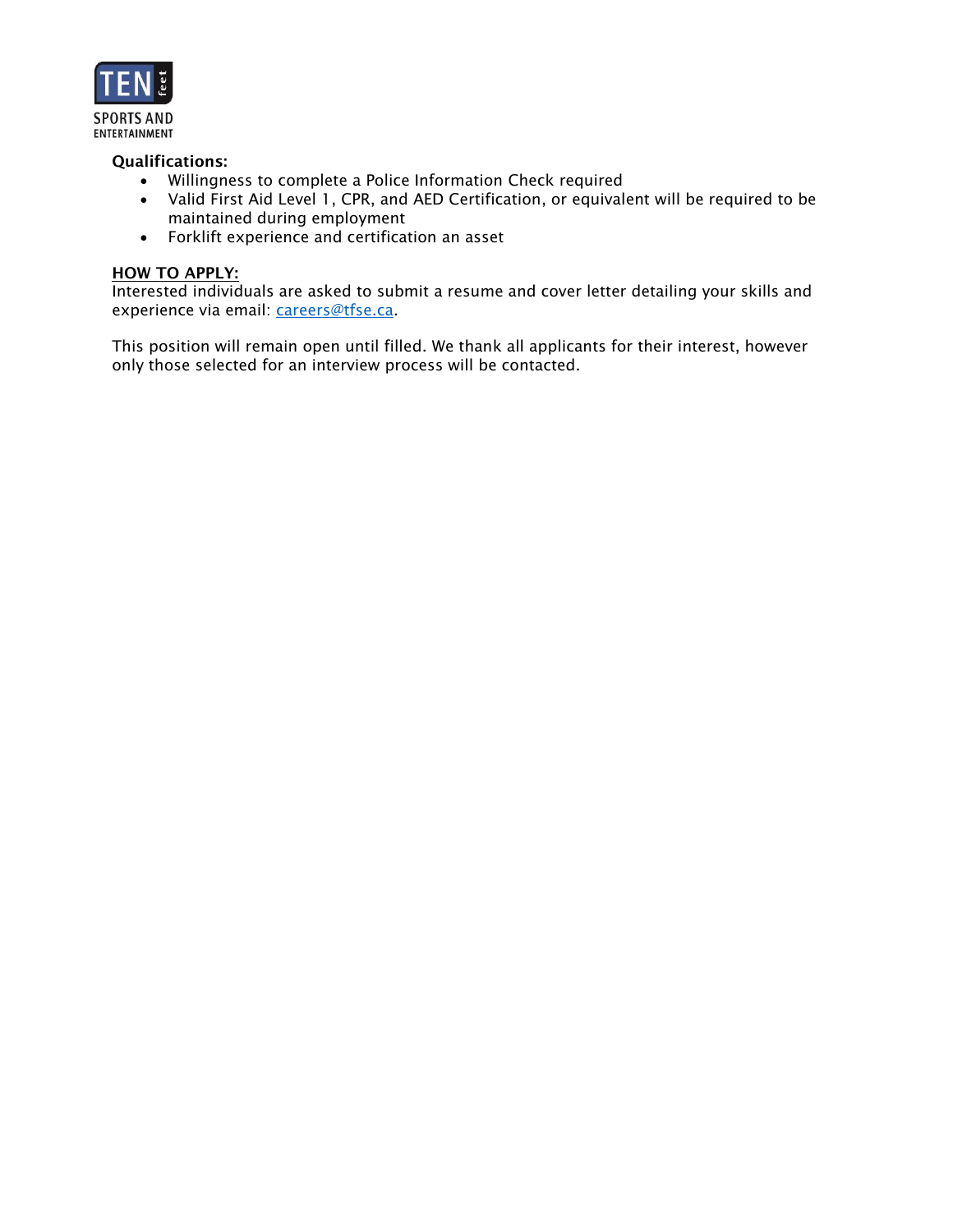**Qualifications:**

- Willingness to complete a Police Information Check required
- Valid First Aid Level 1, CPR, and AED Certification, or equivalent will be required to be maintained during employment
- Forklift experience and certification an asset

**HOW TO APPLY:**

Interested individuals are asked to submit a resume and cover letter detailing your skills and experience via email: careers@tfse.ca.

This position will remain open until filled. We thank all applicants for their interest, however only those selected for an interview process will be contacted.